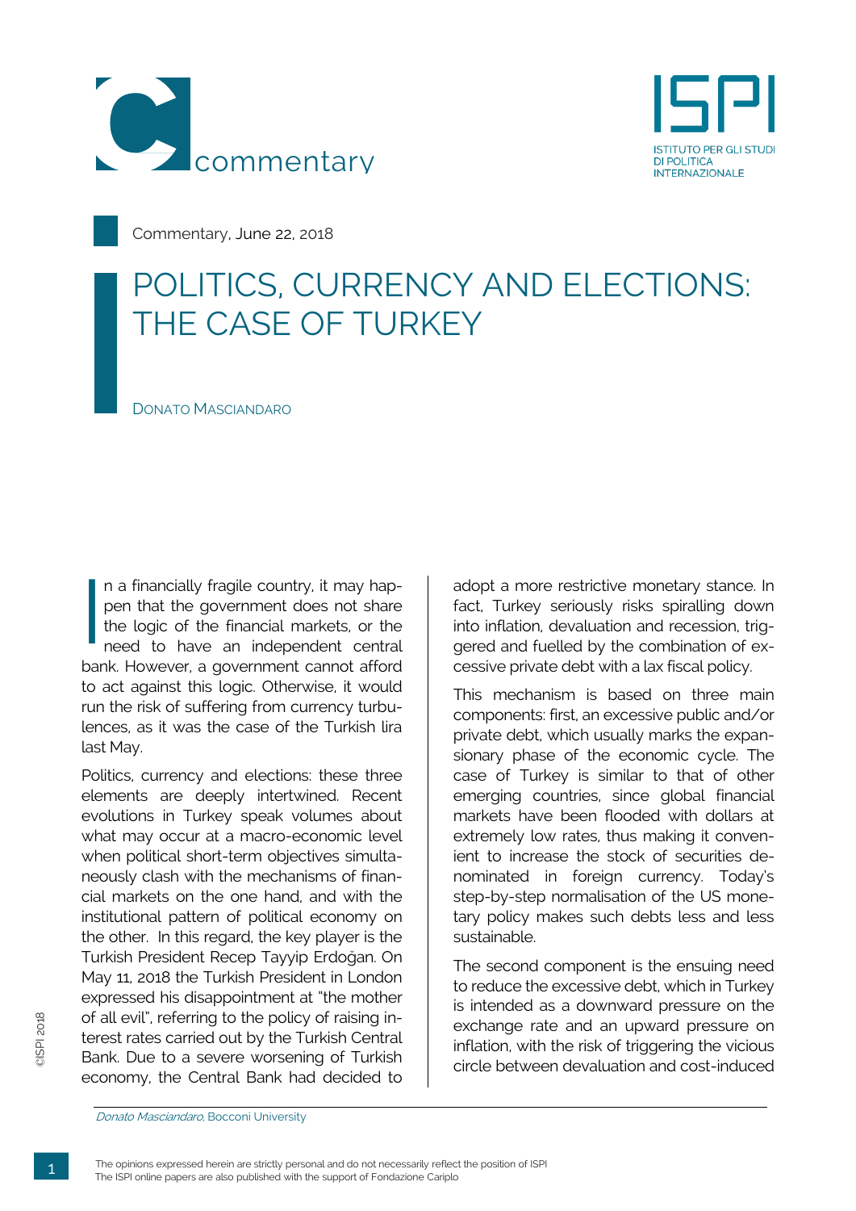Commentary, June 22, 2018

# POLITICS, CURRENCY AND ELECTIONS: THE CASE OF TURKEY

DONATO MASCIANDARO

In a financially fragile country, it may happen that the government does not share the logic of the financial markets, or the need to have an independent central bank. However, a government cannot afford to act against this logic. Otherwise, it would run the risk of suffering from currency turbulences, as it was the case of the Turkish lira last May.

Politics, currency and elections: these three elements are deeply intertwined. Recent evolutions in Turkey speak volumes about what may occur at a macro-economic level when political short-term objectives simultaneously clash with the mechanisms of financial markets on the one hand, and with the institutional pattern of political economy on the other. In this regard, the key player is the Turkish President Recep Tayyip Erdoğan. On May 11, 2018 the Turkish President in London expressed his disappointment at "the mother of all evil", referring to the policy of raising interest rates carried out by the Turkish Central Bank. Due to a severe worsening of Turkish economy, the Central Bank had decided to adopt a more restrictive monetary stance. In fact, Turkey seriously risks spiralling down into inflation, devaluation and recession, triggered and fuelled by the combination of excessive private debt with a lax fiscal policy.

This mechanism is based on three main components: first, an excessive public and/or private debt, which usually marks the expansionary phase of the economic cycle. The case of Turkey is similar to that of other emerging countries, since global financial markets have been flooded with dollars at extremely low rates, thus making it convenient to increase the stock of securities denominated in foreign currency. Today's step-by-step normalisation of the US monetary policy makes such debts less and less sustainable.

The second component is the ensuing need to reduce the excessive debt, which in Turkey is intended as a downward pressure on the exchange rate and an upward pressure on inflation, with the risk of triggering the vicious circle between devaluation and cost-induced

*Donato Masciandaro*, Bocconi University

The opinions expressed herein are strictly personal and do not necessarily reflect the position of ISPI
The ISPI online papers are also published with the support of Fondazione Cariplo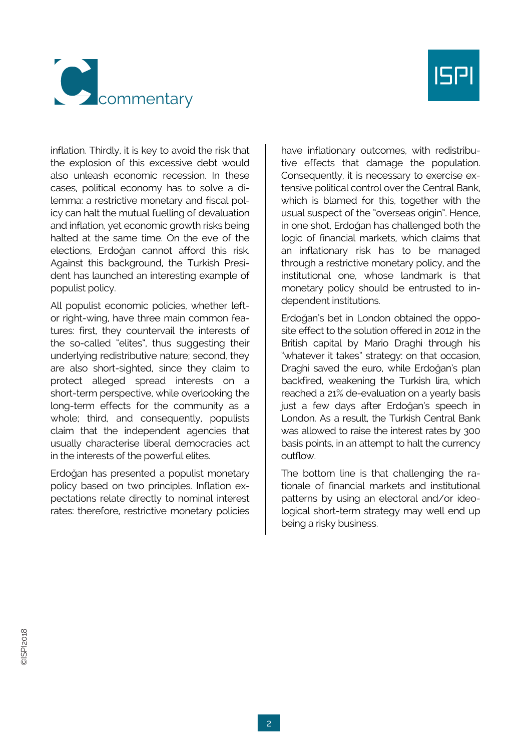inflation. Thirdly, it is key to avoid the risk that the explosion of this excessive debt would also unleash economic recession. In these cases, political economy has to solve a dilemma: a restrictive monetary and fiscal policy can halt the mutual fuelling of devaluation and inflation, yet economic growth risks being halted at the same time. On the eve of the elections, Erdoğan cannot afford this risk. Against this background, the Turkish President has launched an interesting example of populist policy.

All populist economic policies, whether left- or right-wing, have three main common features: first, they countervail the interests of the so-called "elites", thus suggesting their underlying redistributive nature; second, they are also short-sighted, since they claim to protect alleged spread interests on a short-term perspective, while overlooking the long-term effects for the community as a whole; third, and consequently, populists claim that the independent agencies that usually characterise liberal democracies act in the interests of the powerful elites.

Erdoğan has presented a populist monetary policy based on two principles. Inflation expectations relate directly to nominal interest rates: therefore, restrictive monetary policies have inflationary outcomes, with redistributive effects that damage the population. Consequently, it is necessary to exercise extensive political control over the Central Bank, which is blamed for this, together with the usual suspect of the "overseas origin". Hence, in one shot, Erdoğan has challenged both the logic of financial markets, which claims that an inflationary risk has to be managed through a restrictive monetary policy, and the institutional one, whose landmark is that monetary policy should be entrusted to independent institutions.

Erdoğan's bet in London obtained the opposite effect to the solution offered in 2012 in the British capital by Mario Draghi through his "whatever it takes" strategy: on that occasion, Draghi saved the euro, while Erdoğan's plan backfired, weakening the Turkish lira, which reached a 21% de-evaluation on a yearly basis just a few days after Erdoğan's speech in London. As a result, the Turkish Central Bank was allowed to raise the interest rates by 300 basis points, in an attempt to halt the currency outflow.

The bottom line is that challenging the rationale of financial markets and institutional patterns by using an electoral and/or ideological short-term strategy may well end up being a risky business.